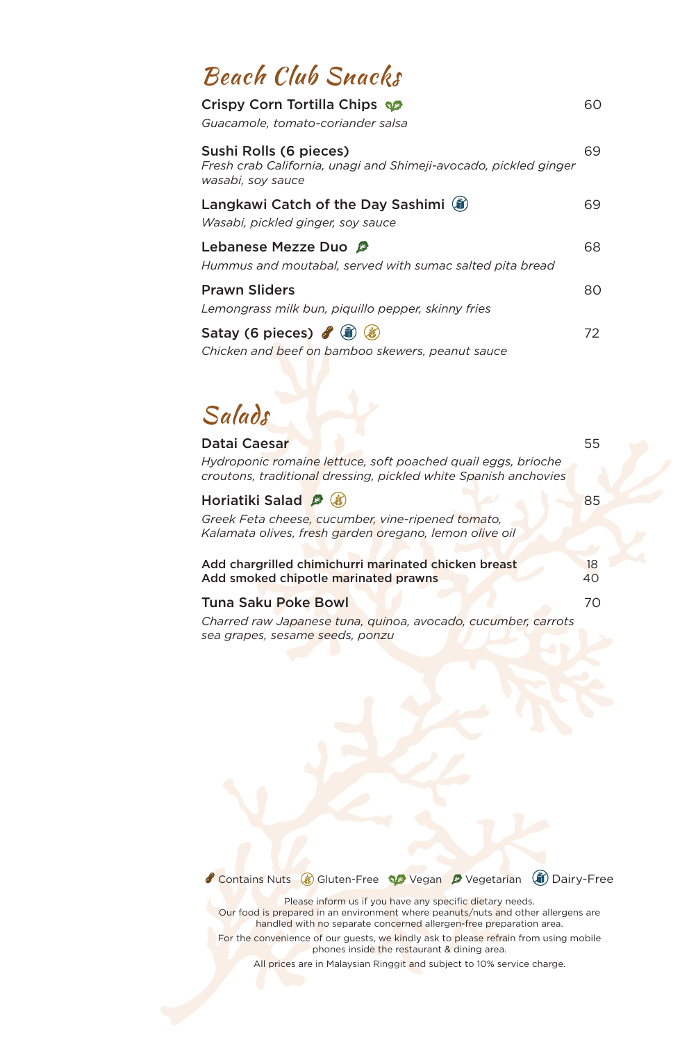## Beach Club Snacks

**Crispy Corn Tortilla Chips** (Vegan) — 60
*Guacamole, tomato-coriander salsa*

**Sushi Rolls (6 pieces)** — 69
*Fresh crab California, unagi and Shimeji-avocado, pickled ginger wasabi, soy sauce*

**Langkawi Catch of the Day Sashimi** (Dairy-Free) — 69
*Wasabi, pickled ginger, soy sauce*

**Lebanese Mezze Duo** (Vegetarian) — 68
*Hummus and moutabal, served with sumac salted pita bread*

**Prawn Sliders** — 80
*Lemongrass milk bun, piquillo pepper, skinny fries*

**Satay (6 pieces)** (Contains Nuts, Dairy-Free, Gluten-Free) — 72
*Chicken and beef on bamboo skewers, peanut sauce*

## Salads

**Datai Caesar** — 55
*Hydroponic romaine lettuce, soft poached quail eggs, brioche croutons, traditional dressing, pickled white Spanish anchovies*

**Horiatiki Salad** (Vegetarian, Gluten-Free) — 85
*Greek Feta cheese, cucumber, vine-ripened tomato, Kalamata olives, fresh garden oregano, lemon olive oil*

Add chargrilled chimichurri marinated chicken breast — 18
Add smoked chipotle marinated prawns — 40

**Tuna Saku Poke Bowl** — 70
*Charred raw Japanese tuna, quinoa, avocado, cucumber, carrots sea grapes, sesame seeds, ponzu*

Contains Nuts | Gluten-Free | Vegan | Vegetarian | Dairy-Free

Please inform us if you have any specific dietary needs.
Our food is prepared in an environment where peanuts/nuts and other allergens are handled with no separate concerned allergen-free preparation area.

For the convenience of our guests, we kindly ask to please refrain from using mobile phones inside the restaurant & dining area.

All prices are in Malaysian Ringgit and subject to 10% service charge.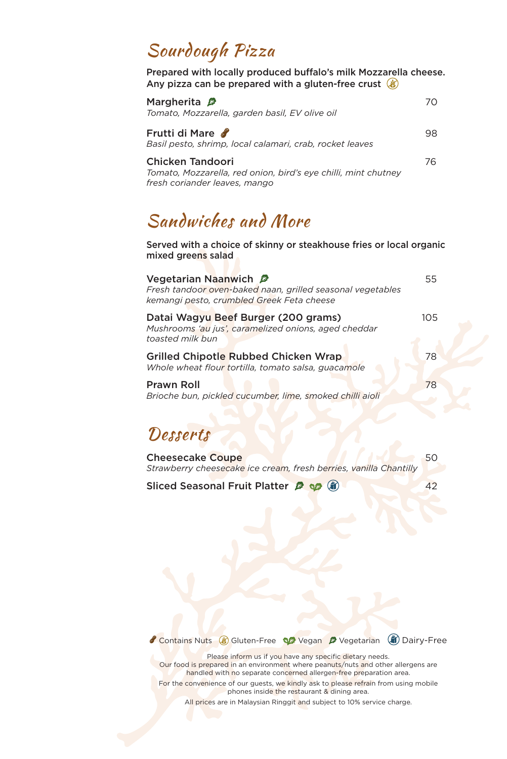## Sourdough Pizza

**Prepared with locally produced buffalo's milk Mozzarella cheese. Any pizza can be prepared with a gluten-free crust** (Gluten-Free)

**Margherita** (Vegetarian) — 70
*Tomato, Mozzarella, garden basil, EV olive oil*

**Frutti di Mare** (Contains Nuts) — 98
*Basil pesto, shrimp, local calamari, crab, rocket leaves*

**Chicken Tandoori** — 76
*Tomato, Mozzarella, red onion, bird's eye chilli, mint chutney fresh coriander leaves, mango*

## Sandwiches and More

**Served with a choice of skinny or steakhouse fries or local organic mixed greens salad**

**Vegetarian Naanwich** (Vegetarian) — 55
*Fresh tandoor oven-baked naan, grilled seasonal vegetables kemangi pesto, crumbled Greek Feta cheese*

**Datai Wagyu Beef Burger (200 grams)** — 105
*Mushrooms 'au jus', caramelized onions, aged cheddar toasted milk bun*

**Grilled Chipotle Rubbed Chicken Wrap** — 78
*Whole wheat flour tortilla, tomato salsa, guacamole*

**Prawn Roll** — 78
*Brioche bun, pickled cucumber, lime, smoked chilli aioli*

## Desserts

**Cheesecake Coupe** — 50
*Strawberry cheesecake ice cream, fresh berries, vanilla Chantilly*

**Sliced Seasonal Fruit Platter** (Vegetarian) (Vegan) (Dairy-Free) — 42

Contains Nuts | Gluten-Free | Vegan | Vegetarian | Dairy-Free

Please inform us if you have any specific dietary needs.
Our food is prepared in an environment where peanuts/nuts and other allergens are handled with no separate concerned allergen-free preparation area.

For the convenience of our guests, we kindly ask to please refrain from using mobile phones inside the restaurant & dining area.

All prices are in Malaysian Ringgit and subject to 10% service charge.